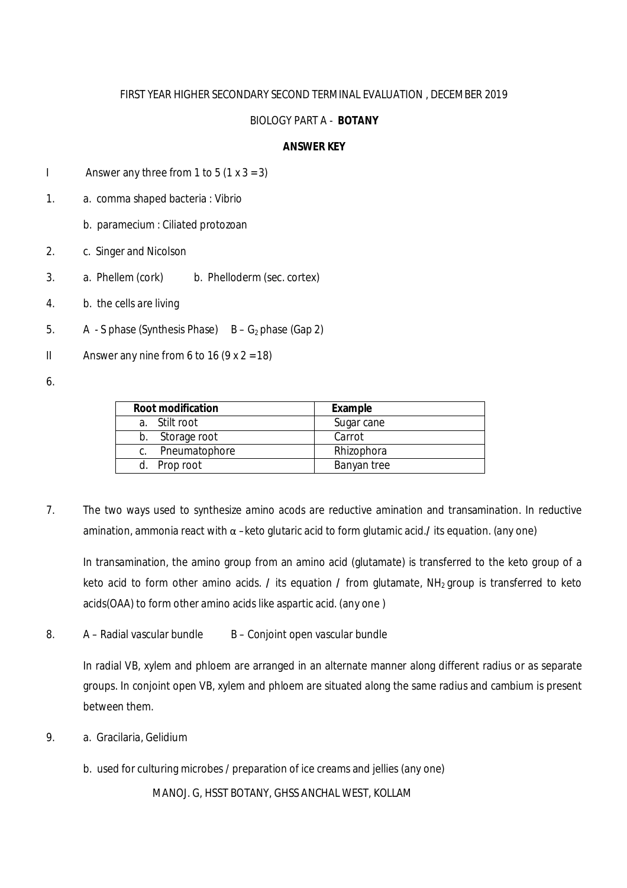FIRST YEAR HIGHER SECONDARY SECOND TERMINAL EVALUATION , DECEMBER 2019

BIOLOGY PART A - **BOTANY**

**ANSWER KEY**

I Answer any three from 1 to 5 (1 x 3 = 3)

1. a. comma shaped bacteria : Vibrio

   b. paramecium : Ciliated protozoan

2. c. Singer and Nicolson

3. a. Phellem (cork) b. Phelloderm (sec. cortex)

4. b. the cells are living

5. A - S phase (Synthesis Phase) B – $G_2$ phase (Gap 2)

II Answer any nine from 6 to 16 (9 x 2 = 18)

6.

| Root modification | Example |
|---|---|
| a. Stilt root | Sugar cane |
| b. Storage root | Carrot |
| c. Pneumatophore | Rhizophora |
| d. Prop root | Banyan tree |

7. The two ways used to synthesize amino acods are reductive amination and transamination. In reductive amination, ammonia react with $\alpha$ –keto glutaric acid to form glutamic acid./ its equation. (any one)

   In transamination, the amino group from an amino acid (glutamate) is transferred to the keto group of a keto acid to form other amino acids. / its equation / from glutamate, $NH_2$ group is transferred to keto acids(OAA) to form other amino acids like aspartic acid. (any one )

8. A – Radial vascular bundle B – Conjoint open vascular bundle

   In radial VB, xylem and phloem are arranged in an alternate manner along different radius or as separate groups. In conjoint open VB, xylem and phloem are situated along the same radius and cambium is present between them.

9. a. Gracilaria, Gelidium

   b. used for culturing microbes / preparation of ice creams and jellies (any one)

MANOJ. G, HSST BOTANY, GHSS ANCHAL WEST, KOLLAM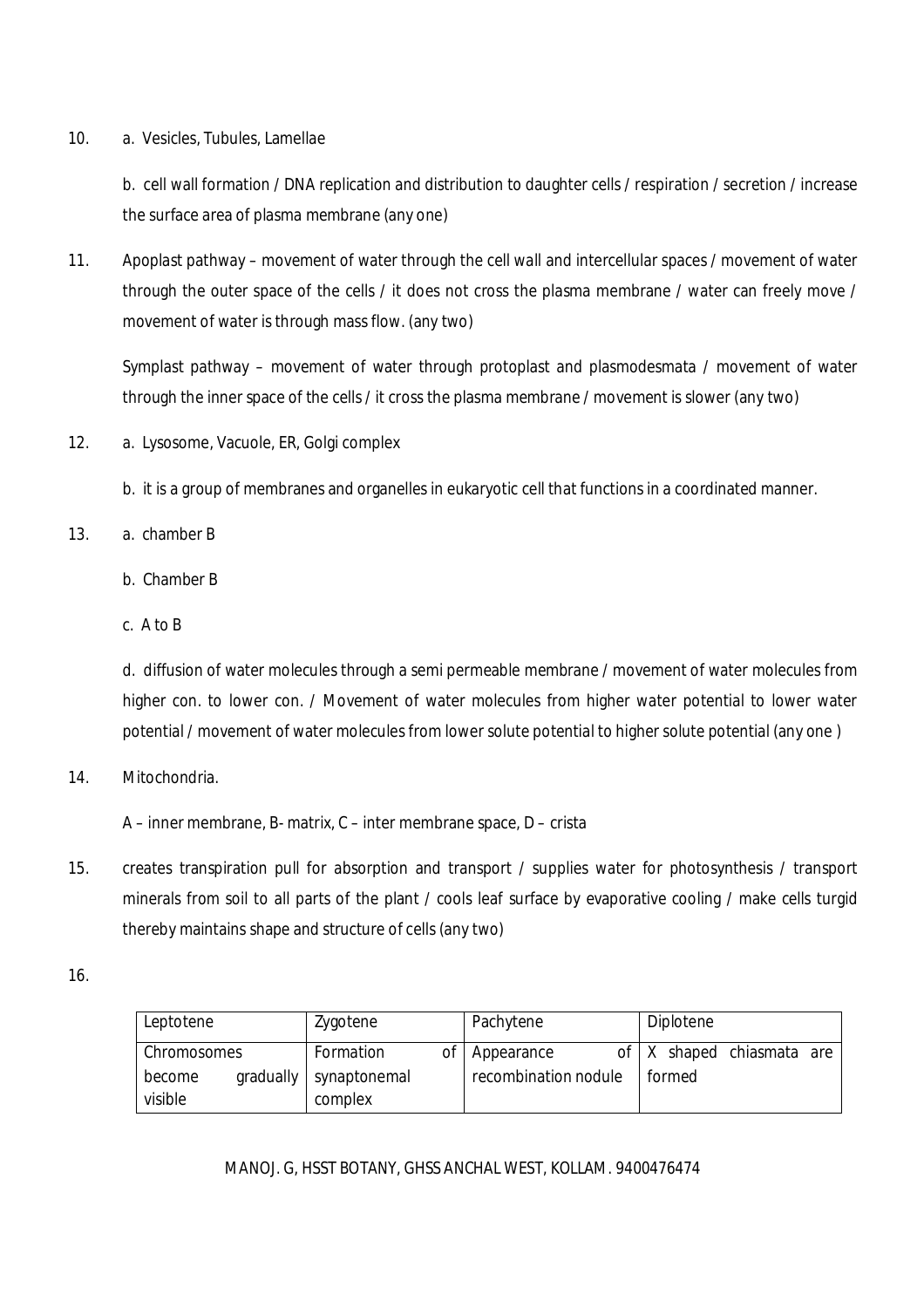10. a. Vesicles, Tubules, Lamellae

    b. cell wall formation / DNA replication and distribution to daughter cells / respiration / secretion / increase the surface area of plasma membrane (any one)

11. Apoplast pathway – movement of water through the cell wall and intercellular spaces / movement of water through the outer space of the cells / it does not cross the plasma membrane / water can freely move / movement of water is through mass flow. (any two)

    Symplast pathway – movement of water through protoplast and plasmodesmata / movement of water through the inner space of the cells / it cross the plasma membrane / movement is slower (any two)

12. a. Lysosome, Vacuole, ER, Golgi complex

    b. it is a group of membranes and organelles in eukaryotic cell that functions in a coordinated manner.

13. a. chamber B

    b. Chamber B

    c. A to B

    d. diffusion of water molecules through a semi permeable membrane / movement of water molecules from higher con. to lower con. / Movement of water molecules from higher water potential to lower water potential / movement of water molecules from lower solute potential to higher solute potential (any one )

14. Mitochondria.

    A – inner membrane, B- matrix, C – inter membrane space, D – crista

15. creates transpiration pull for absorption and transport / supplies water for photosynthesis / transport minerals from soil to all parts of the plant / cools leaf surface by evaporative cooling / make cells turgid thereby maintains shape and structure of cells (any two)

16.

| Leptotene | Zygotene | Pachytene | Diplotene |
|---|---|---|---|
| Chromosomes become gradually visible | Formation of synaptonemal complex | Appearance of recombination nodule | X shaped chiasmata are formed |

MANOJ. G, HSST BOTANY, GHSS ANCHAL WEST, KOLLAM. 9400476474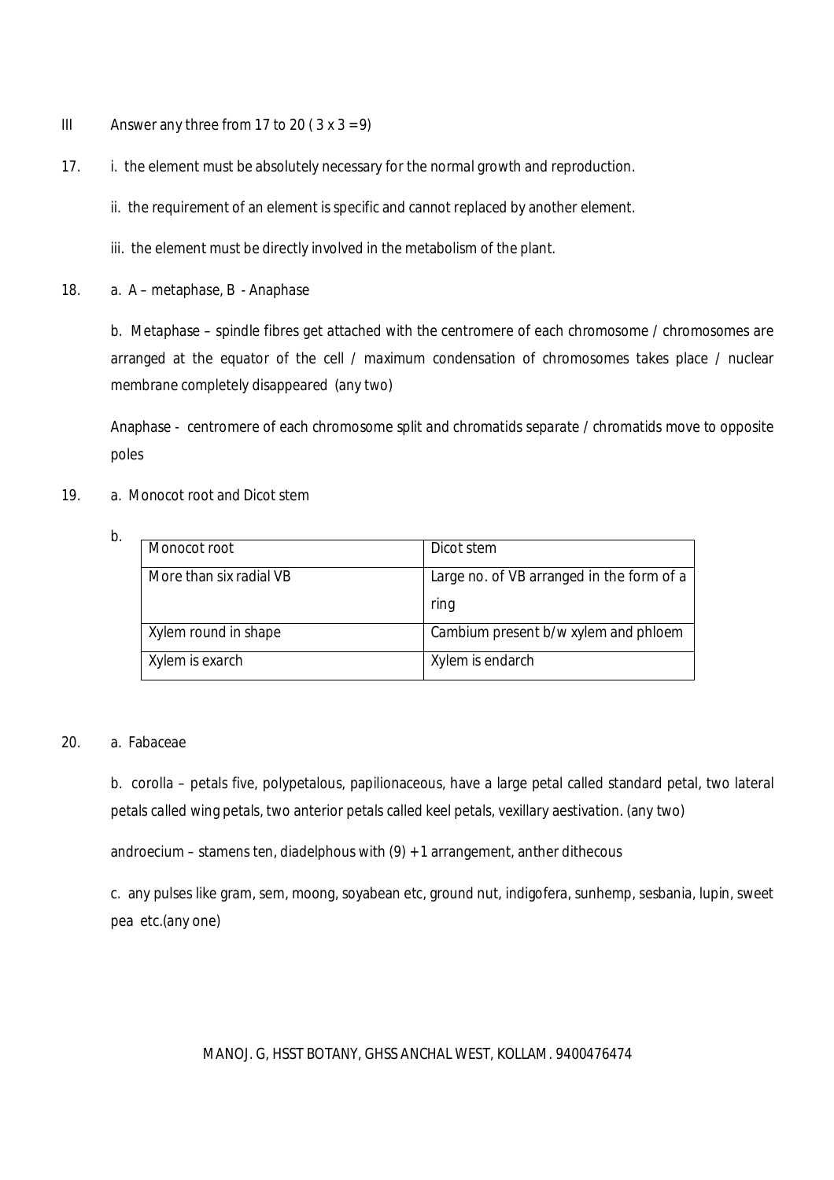III Answer any three from 17 to 20 ( 3 x 3 = 9)

17. i. the element must be absolutely necessary for the normal growth and reproduction.

ii. the requirement of an element is specific and cannot replaced by another element.

iii. the element must be directly involved in the metabolism of the plant.

18. a. A – metaphase, B - Anaphase

b. Metaphase – spindle fibres get attached with the centromere of each chromosome / chromosomes are arranged at the equator of the cell / maximum condensation of chromosomes takes place / nuclear membrane completely disappeared (any two)

Anaphase - centromere of each chromosome split and chromatids separate / chromatids move to opposite poles

19. a. Monocot root and Dicot stem

b.

| Monocot root | Dicot stem |
|---|---|
| More than six radial VB | Large no. of VB arranged in the form of a ring |
| Xylem round in shape | Cambium present b/w xylem and phloem |
| Xylem is exarch | Xylem is endarch |

20. a. Fabaceae

b. corolla – petals five, polypetalous, papilionaceous, have a large petal called standard petal, two lateral petals called wing petals, two anterior petals called keel petals, vexillary aestivation. (any two)

androecium – stamens ten, diadelphous with (9) + 1 arrangement, anther dithecous

c. any pulses like gram, sem, moong, soyabean etc, ground nut, indigofera, sunhemp, sesbania, lupin, sweet pea etc.(any one)

MANOJ. G, HSST BOTANY, GHSS ANCHAL WEST, KOLLAM. 9400476474